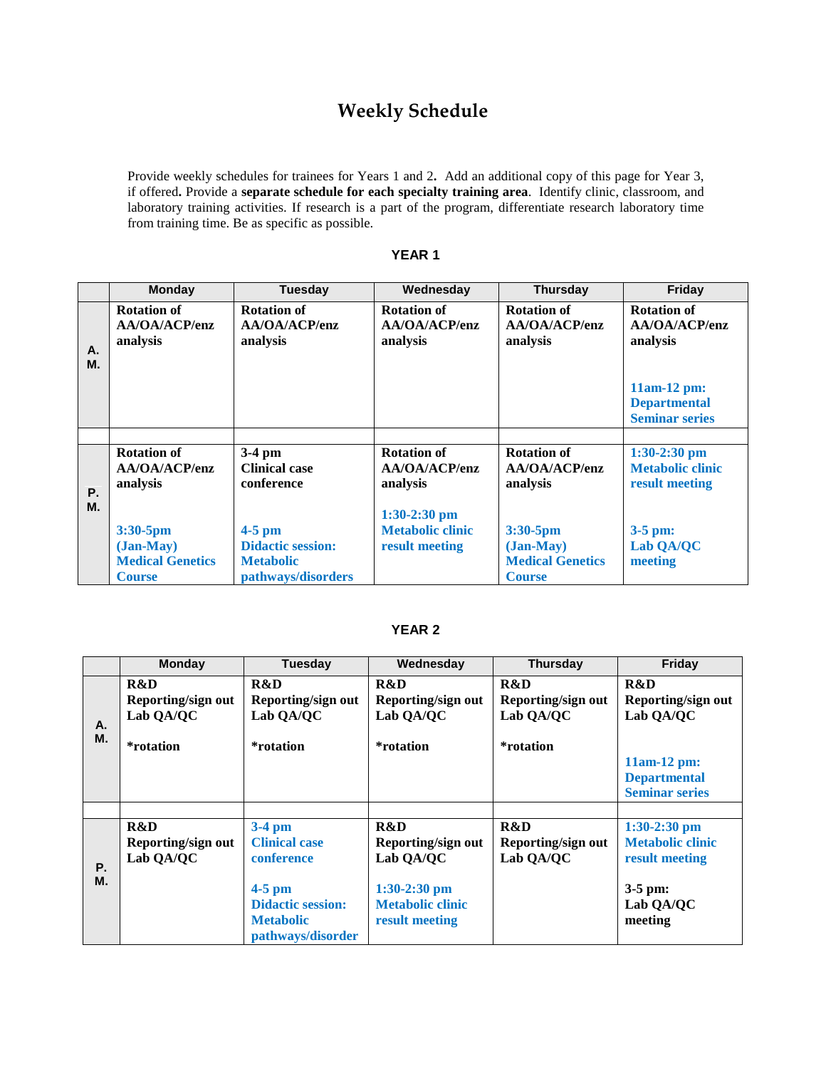# Weekly Schedule

Provide weekly schedules for trainees for Years 1 and 2**.** Add an additional copy of this page for Year 3, if offered**.** Provide a **separate schedule for each specialty training area**. Identify clinic, classroom, and laboratory training activities. If research is a part of the program, differentiate research laboratory time from training time. Be as specific as possible.

## YEAR 1

| | Monday | Tuesday | Wednesday | Thursday | Friday |
|---|---|---|---|---|---|
| A. M. | **Rotation of AA/OA/ACP/enz analysis** | **Rotation of AA/OA/ACP/enz analysis** | **Rotation of AA/OA/ACP/enz analysis** | **Rotation of AA/OA/ACP/enz analysis** | **Rotation of AA/OA/ACP/enz analysis**<br><br>**11am-12 pm: Departmental Seminar series** |
| | | | | | |
| P. M. | **Rotation of AA/OA/ACP/enz analysis**<br><br>**3:30-5pm (Jan-May) Medical Genetics Course** | **3-4 pm Clinical case conference**<br><br>**4-5 pm Didactic session: Metabolic pathways/disorders** | **Rotation of AA/OA/ACP/enz analysis**<br><br>**1:30-2:30 pm Metabolic clinic result meeting** | **Rotation of AA/OA/ACP/enz analysis**<br><br>**3:30-5pm (Jan-May) Medical Genetics Course** | **1:30-2:30 pm Metabolic clinic result meeting**<br><br>**3-5 pm: Lab QA/QC meeting** |

## YEAR 2

| | Monday | Tuesday | Wednesday | Thursday | Friday |
|---|---|---|---|---|---|
| A. M. | **R&D Reporting/sign out Lab QA/QC**<br><br>**\*rotation** | **R&D Reporting/sign out Lab QA/QC**<br><br>**\*rotation** | **R&D Reporting/sign out Lab QA/QC**<br><br>**\*rotation** | **R&D Reporting/sign out Lab QA/QC**<br><br>**\*rotation** | **R&D Reporting/sign out Lab QA/QC**<br><br>**11am-12 pm: Departmental Seminar series** |
| | | | | | |
| P. M. | **R&D Reporting/sign out Lab QA/QC** | **3-4 pm Clinical case conference**<br><br>**4-5 pm Didactic session: Metabolic pathways/disorder** | **R&D Reporting/sign out Lab QA/QC**<br><br>**1:30-2:30 pm Metabolic clinic result meeting** | **R&D Reporting/sign out Lab QA/QC** | **1:30-2:30 pm Metabolic clinic result meeting**<br><br>**3-5 pm: Lab QA/QC meeting** |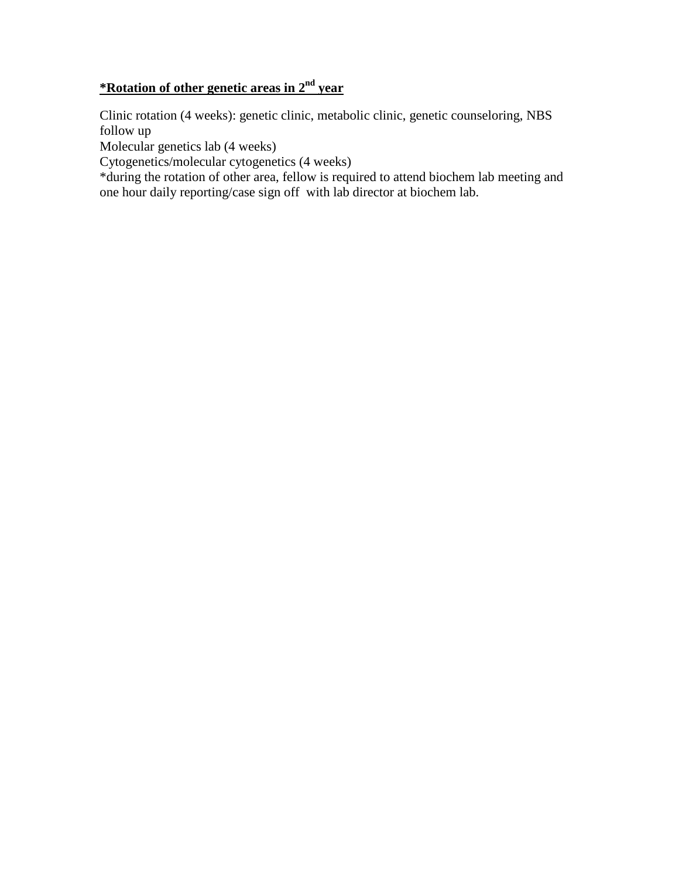**\*Rotation of other genetic areas in 2nd year**

Clinic rotation (4 weeks): genetic clinic, metabolic clinic, genetic counseloring, NBS follow up
Molecular genetics lab (4 weeks)
Cytogenetics/molecular cytogenetics (4 weeks)
*during the rotation of other area, fellow is required to attend biochem lab meeting and one hour daily reporting/case sign off with lab director at biochem lab.